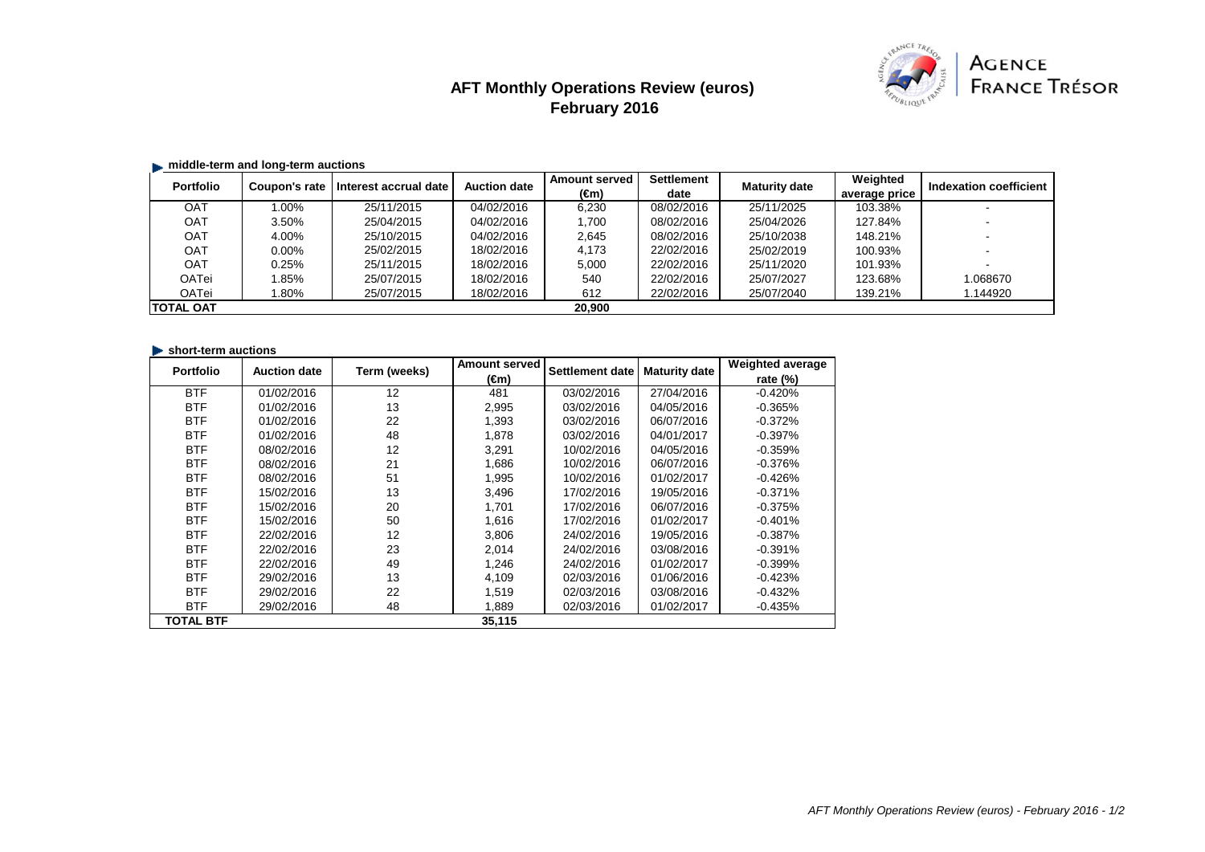# AFT Monthly Operations Review (euros)
## February 2016

AGENCE FRANCE TRÉSOR

### middle-term and long-term auctions

| Portfolio | Coupon's rate | Interest accrual date | Auction date | Amount served (€m) | Settlement date | Maturity date | Weighted average price | Indexation coefficient |
|---|---|---|---|---|---|---|---|---|
| OAT | 1.00% | 25/11/2015 | 04/02/2016 | 6,230 | 08/02/2016 | 25/11/2025 | 103.38% | - |
| OAT | 3.50% | 25/04/2015 | 04/02/2016 | 1,700 | 08/02/2016 | 25/04/2026 | 127.84% | - |
| OAT | 4.00% | 25/10/2015 | 04/02/2016 | 2,645 | 08/02/2016 | 25/10/2038 | 148.21% | - |
| OAT | 0.00% | 25/02/2015 | 18/02/2016 | 4,173 | 22/02/2016 | 25/02/2019 | 100.93% | - |
| OAT | 0.25% | 25/11/2015 | 18/02/2016 | 5,000 | 22/02/2016 | 25/11/2020 | 101.93% | - |
| OATei | 1.85% | 25/07/2015 | 18/02/2016 | 540 | 22/02/2016 | 25/07/2027 | 123.68% | 1.068670 |
| OATei | 1.80% | 25/07/2015 | 18/02/2016 | 612 | 22/02/2016 | 25/07/2040 | 139.21% | 1.144920 |
| TOTAL OAT | | | | 20,900 | | | | |

### short-term auctions

| Portfolio | Auction date | Term (weeks) | Amount served (€m) | Settlement date | Maturity date | Weighted average rate (%) |
|---|---|---|---|---|---|---|
| BTF | 01/02/2016 | 12 | 481 | 03/02/2016 | 27/04/2016 | -0.420% |
| BTF | 01/02/2016 | 13 | 2,995 | 03/02/2016 | 04/05/2016 | -0.365% |
| BTF | 01/02/2016 | 22 | 1,393 | 03/02/2016 | 06/07/2016 | -0.372% |
| BTF | 01/02/2016 | 48 | 1,878 | 03/02/2016 | 04/01/2017 | -0.397% |
| BTF | 08/02/2016 | 12 | 3,291 | 10/02/2016 | 04/05/2016 | -0.359% |
| BTF | 08/02/2016 | 21 | 1,686 | 10/02/2016 | 06/07/2016 | -0.376% |
| BTF | 08/02/2016 | 51 | 1,995 | 10/02/2016 | 01/02/2017 | -0.426% |
| BTF | 15/02/2016 | 13 | 3,496 | 17/02/2016 | 19/05/2016 | -0.371% |
| BTF | 15/02/2016 | 20 | 1,701 | 17/02/2016 | 06/07/2016 | -0.375% |
| BTF | 15/02/2016 | 50 | 1,616 | 17/02/2016 | 01/02/2017 | -0.401% |
| BTF | 22/02/2016 | 12 | 3,806 | 24/02/2016 | 19/05/2016 | -0.387% |
| BTF | 22/02/2016 | 23 | 2,014 | 24/02/2016 | 03/08/2016 | -0.391% |
| BTF | 22/02/2016 | 49 | 1,246 | 24/02/2016 | 01/02/2017 | -0.399% |
| BTF | 29/02/2016 | 13 | 4,109 | 02/03/2016 | 01/06/2016 | -0.423% |
| BTF | 29/02/2016 | 22 | 1,519 | 02/03/2016 | 03/08/2016 | -0.432% |
| BTF | 29/02/2016 | 48 | 1,889 | 02/03/2016 | 01/02/2017 | -0.435% |
| TOTAL BTF | | | 35,115 | | | |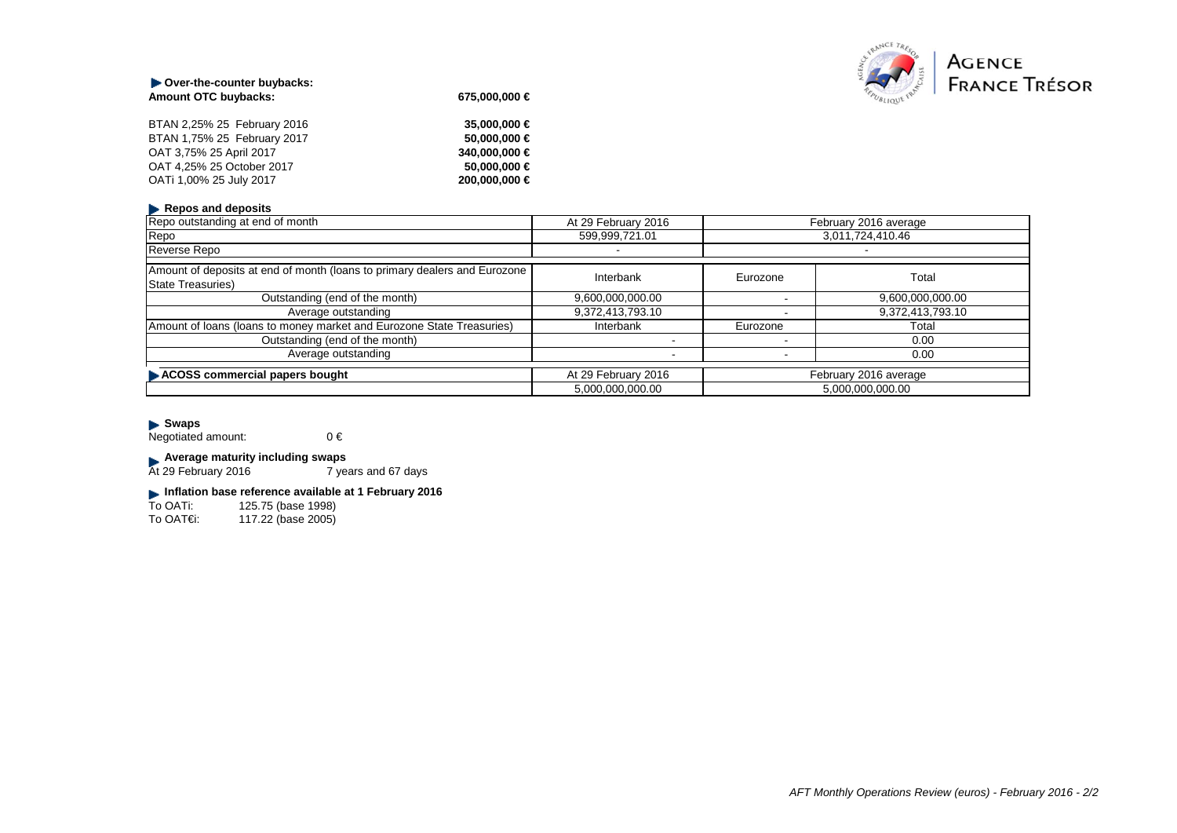**Over-the-counter buybacks:**

| | |
|---|---|
| **Amount OTC buybacks:** | **675,000,000 €** |
| BTAN 2,25% 25 February 2016 | **35,000,000 €** |
| BTAN 1,75% 25 February 2017 | **50,000,000 €** |
| OAT 3,75% 25 April 2017 | **340,000,000 €** |
| OAT 4,25% 25 October 2017 | **50,000,000 €** |
| OATi 1,00% 25 July 2017 | **200,000,000 €** |

**Repos and deposits**

| Repo outstanding at end of month | At 29 February 2016 | February 2016 average | |
|---|---|---|---|
| Repo | 599,999,721.01 | 3,011,724,410.46 | |
| Reverse Repo | - | - | |
| Amount of deposits at end of month (loans to primary dealers and Eurozone State Treasuries) | Interbank | Eurozone | Total |
| Outstanding (end of the month) | 9,600,000,000.00 | - | 9,600,000,000.00 |
| Average outstanding | 9,372,413,793.10 | - | 9,372,413,793.10 |
| Amount of loans (loans to money market and Eurozone State Treasuries) | Interbank | Eurozone | Total |
| Outstanding (end of the month) | - | - | 0.00 |
| Average outstanding | - | - | 0.00 |

| **ACOSS commercial papers bought** | At 29 February 2016 | February 2016 average |
|---|---|---|
| | 5,000,000,000.00 | 5,000,000,000.00 |

**Swaps**

Negotiated amount: 0 €

**Average maturity including swaps**

At 29 February 2016 7 years and 67 days

**Inflation base reference available at 1 February 2016**

To OATi: 125.75 (base 1998)

To OAT€i: 117.22 (base 2005)